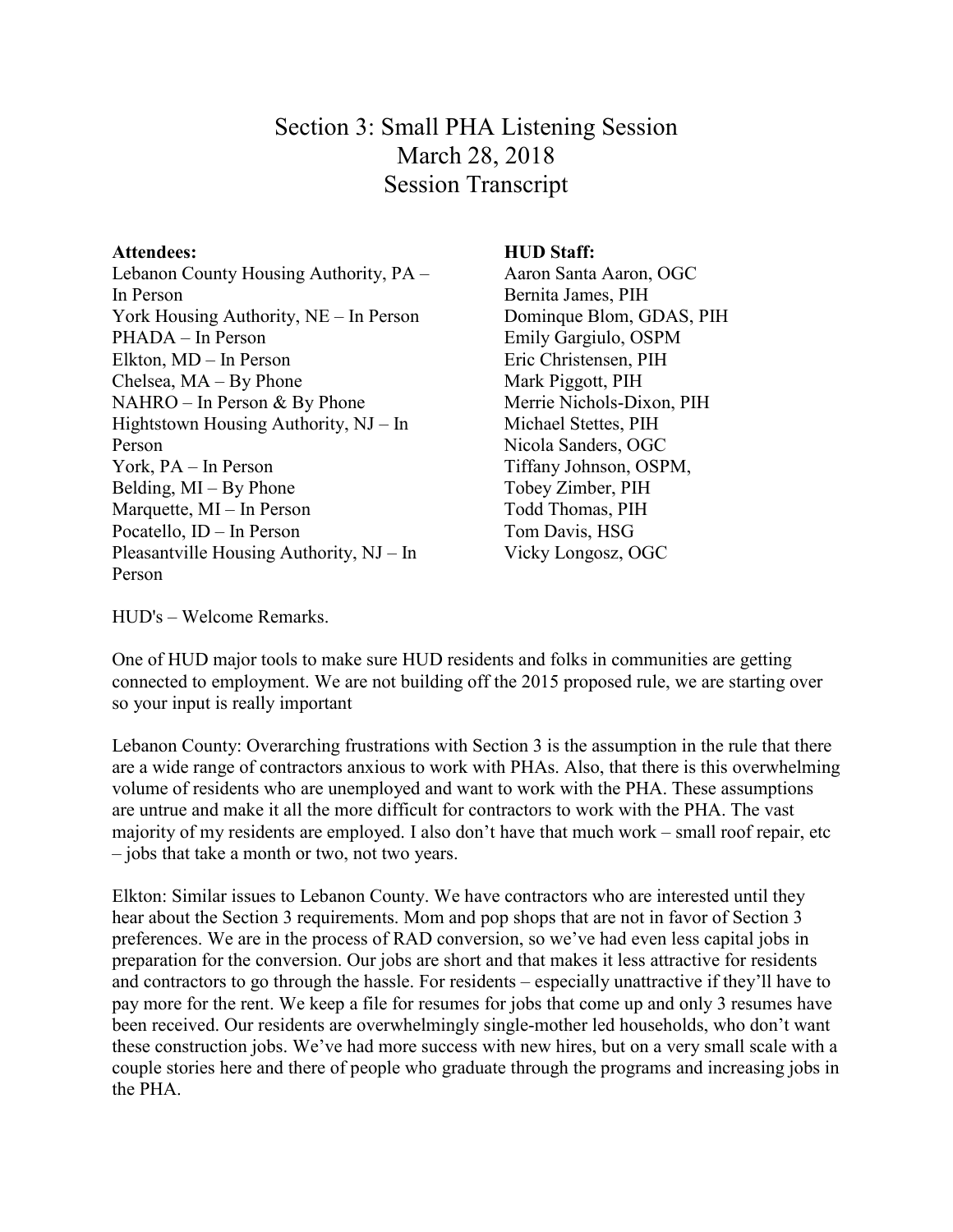# Section 3: Small PHA Listening Session
## March 28, 2018
## Session Transcript

**Attendees:**

Lebanon County Housing Authority, PA – In Person
York Housing Authority, NE – In Person
PHADA – In Person
Elkton, MD – In Person
Chelsea, MA – By Phone
NAHRO – In Person & By Phone
Hightstown Housing Authority, NJ – In Person
York, PA – In Person
Belding, MI – By Phone
Marquette, MI – In Person
Pocatello, ID – In Person
Pleasantville Housing Authority, NJ – In Person

**HUD Staff:**

Aaron Santa Aaron, OGC
Bernita James, PIH
Dominque Blom, GDAS, PIH
Emily Gargiulo, OSPM
Eric Christensen, PIH
Mark Piggott, PIH
Merrie Nichols-Dixon, PIH
Michael Stettes, PIH
Nicola Sanders, OGC
Tiffany Johnson, OSPM,
Tobey Zimber, PIH
Todd Thomas, PIH
Tom Davis, HSG
Vicky Longosz, OGC

HUD's – Welcome Remarks.

One of HUD major tools to make sure HUD residents and folks in communities are getting connected to employment. We are not building off the 2015 proposed rule, we are starting over so your input is really important

Lebanon County: Overarching frustrations with Section 3 is the assumption in the rule that there are a wide range of contractors anxious to work with PHAs. Also, that there is this overwhelming volume of residents who are unemployed and want to work with the PHA. These assumptions are untrue and make it all the more difficult for contractors to work with the PHA. The vast majority of my residents are employed. I also don't have that much work – small roof repair, etc – jobs that take a month or two, not two years.

Elkton: Similar issues to Lebanon County. We have contractors who are interested until they hear about the Section 3 requirements. Mom and pop shops that are not in favor of Section 3 preferences. We are in the process of RAD conversion, so we've had even less capital jobs in preparation for the conversion. Our jobs are short and that makes it less attractive for residents and contractors to go through the hassle. For residents – especially unattractive if they'll have to pay more for the rent. We keep a file for resumes for jobs that come up and only 3 resumes have been received. Our residents are overwhelmingly single-mother led households, who don't want these construction jobs. We've had more success with new hires, but on a very small scale with a couple stories here and there of people who graduate through the programs and increasing jobs in the PHA.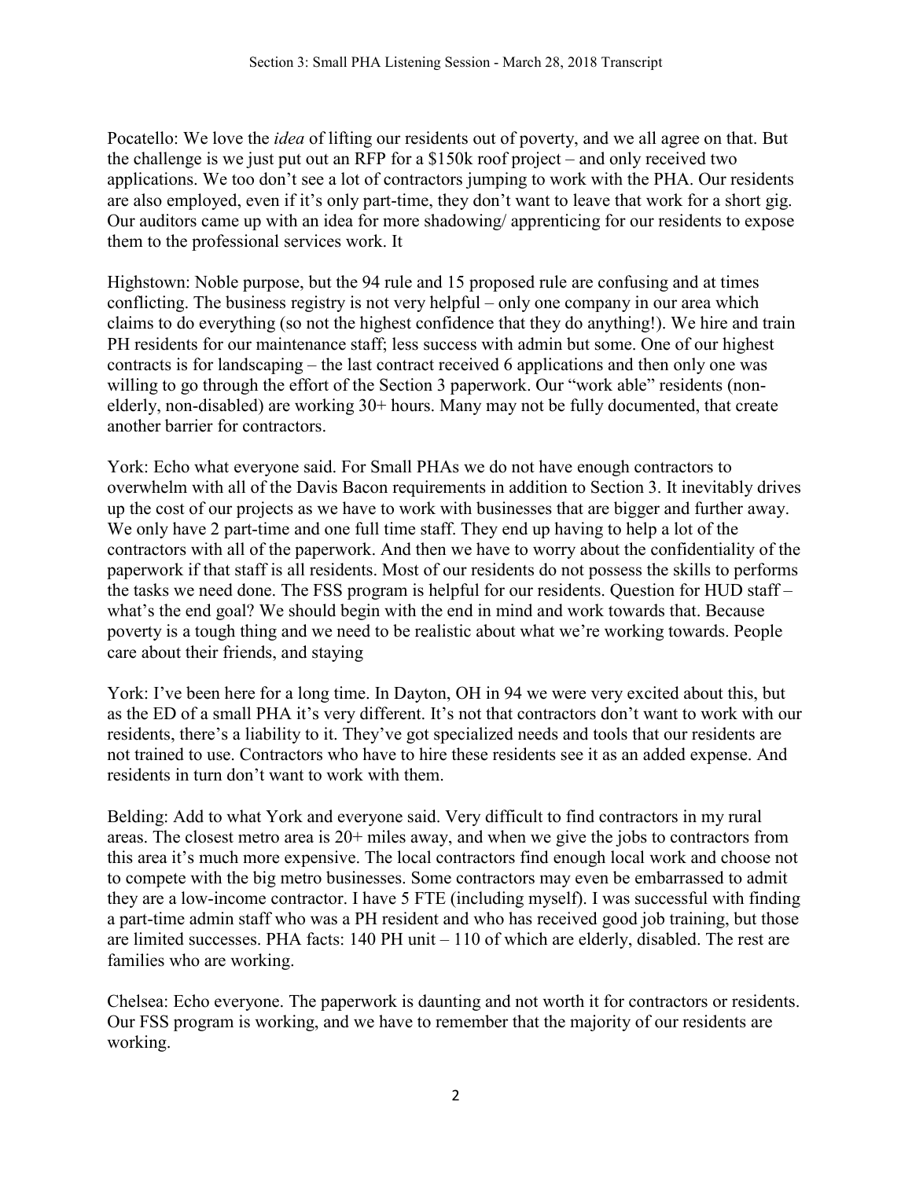Pocatello: We love the *idea* of lifting our residents out of poverty, and we all agree on that. But the challenge is we just put out an RFP for a $150k roof project – and only received two applications. We too don't see a lot of contractors jumping to work with the PHA. Our residents are also employed, even if it's only part-time, they don't want to leave that work for a short gig. Our auditors came up with an idea for more shadowing/ apprenticing for our residents to expose them to the professional services work. It

Highstown: Noble purpose, but the 94 rule and 15 proposed rule are confusing and at times conflicting. The business registry is not very helpful – only one company in our area which claims to do everything (so not the highest confidence that they do anything!). We hire and train PH residents for our maintenance staff; less success with admin but some. One of our highest contracts is for landscaping – the last contract received 6 applications and then only one was willing to go through the effort of the Section 3 paperwork. Our "work able" residents (non-elderly, non-disabled) are working 30+ hours. Many may not be fully documented, that create another barrier for contractors.

York: Echo what everyone said. For Small PHAs we do not have enough contractors to overwhelm with all of the Davis Bacon requirements in addition to Section 3. It inevitably drives up the cost of our projects as we have to work with businesses that are bigger and further away. We only have 2 part-time and one full time staff. They end up having to help a lot of the contractors with all of the paperwork. And then we have to worry about the confidentiality of the paperwork if that staff is all residents. Most of our residents do not possess the skills to performs the tasks we need done. The FSS program is helpful for our residents. Question for HUD staff – what's the end goal? We should begin with the end in mind and work towards that. Because poverty is a tough thing and we need to be realistic about what we're working towards. People care about their friends, and staying

York: I've been here for a long time. In Dayton, OH in 94 we were very excited about this, but as the ED of a small PHA it's very different. It's not that contractors don't want to work with our residents, there's a liability to it. They've got specialized needs and tools that our residents are not trained to use. Contractors who have to hire these residents see it as an added expense. And residents in turn don't want to work with them.

Belding: Add to what York and everyone said. Very difficult to find contractors in my rural areas. The closest metro area is 20+ miles away, and when we give the jobs to contractors from this area it's much more expensive. The local contractors find enough local work and choose not to compete with the big metro businesses. Some contractors may even be embarrassed to admit they are a low-income contractor. I have 5 FTE (including myself). I was successful with finding a part-time admin staff who was a PH resident and who has received good job training, but those are limited successes. PHA facts: 140 PH unit – 110 of which are elderly, disabled. The rest are families who are working.

Chelsea: Echo everyone. The paperwork is daunting and not worth it for contractors or residents. Our FSS program is working, and we have to remember that the majority of our residents are working.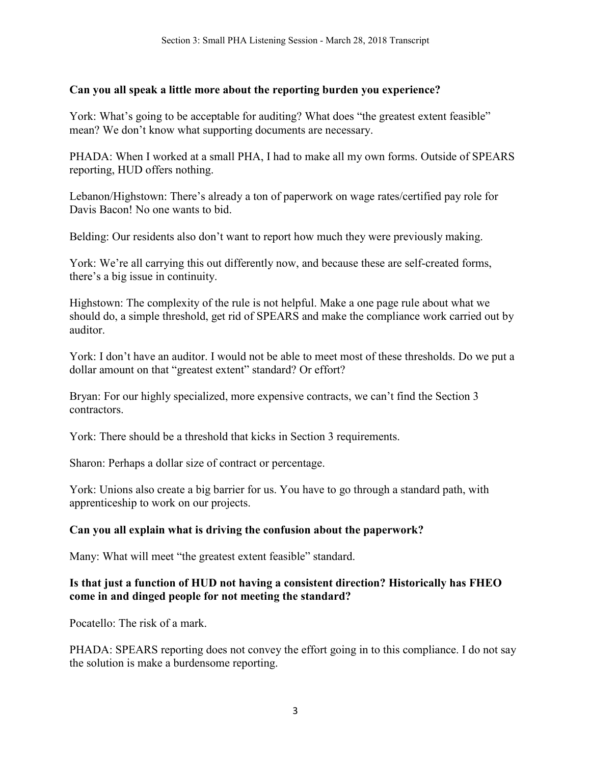**Can you all speak a little more about the reporting burden you experience?**

York: What's going to be acceptable for auditing? What does "the greatest extent feasible" mean? We don't know what supporting documents are necessary.

PHADA: When I worked at a small PHA, I had to make all my own forms. Outside of SPEARS reporting, HUD offers nothing.

Lebanon/Highstown: There's already a ton of paperwork on wage rates/certified pay role for Davis Bacon! No one wants to bid.

Belding: Our residents also don't want to report how much they were previously making.

York: We're all carrying this out differently now, and because these are self-created forms, there's a big issue in continuity.

Highstown: The complexity of the rule is not helpful. Make a one page rule about what we should do, a simple threshold, get rid of SPEARS and make the compliance work carried out by auditor.

York: I don't have an auditor. I would not be able to meet most of these thresholds. Do we put a dollar amount on that "greatest extent" standard? Or effort?

Bryan: For our highly specialized, more expensive contracts, we can't find the Section 3 contractors.

York: There should be a threshold that kicks in Section 3 requirements.

Sharon: Perhaps a dollar size of contract or percentage.

York: Unions also create a big barrier for us. You have to go through a standard path, with apprenticeship to work on our projects.

**Can you all explain what is driving the confusion about the paperwork?**

Many: What will meet "the greatest extent feasible" standard.

**Is that just a function of HUD not having a consistent direction? Historically has FHEO come in and dinged people for not meeting the standard?**

Pocatello: The risk of a mark.

PHADA: SPEARS reporting does not convey the effort going in to this compliance. I do not say the solution is make a burdensome reporting.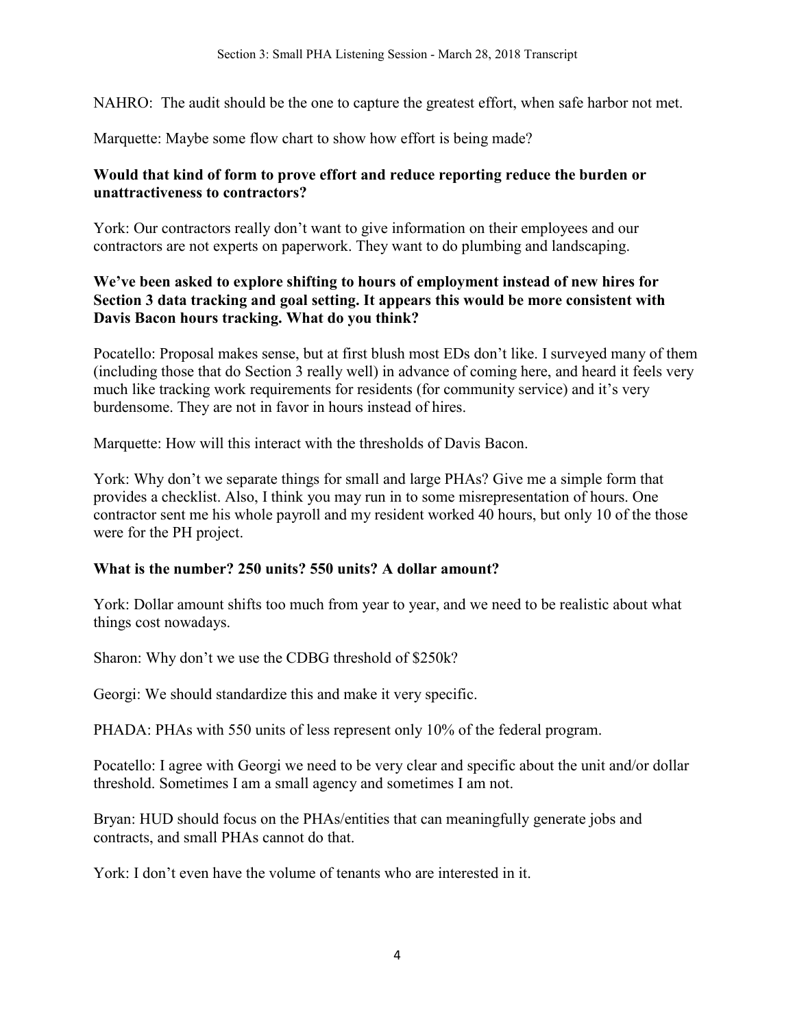NAHRO: The audit should be the one to capture the greatest effort, when safe harbor not met.

Marquette: Maybe some flow chart to show how effort is being made?

**Would that kind of form to prove effort and reduce reporting reduce the burden or unattractiveness to contractors?**

York: Our contractors really don't want to give information on their employees and our contractors are not experts on paperwork. They want to do plumbing and landscaping.

**We've been asked to explore shifting to hours of employment instead of new hires for Section 3 data tracking and goal setting. It appears this would be more consistent with Davis Bacon hours tracking. What do you think?**

Pocatello: Proposal makes sense, but at first blush most EDs don't like. I surveyed many of them (including those that do Section 3 really well) in advance of coming here, and heard it feels very much like tracking work requirements for residents (for community service) and it's very burdensome. They are not in favor in hours instead of hires.

Marquette: How will this interact with the thresholds of Davis Bacon.

York: Why don't we separate things for small and large PHAs? Give me a simple form that provides a checklist. Also, I think you may run in to some misrepresentation of hours. One contractor sent me his whole payroll and my resident worked 40 hours, but only 10 of the those were for the PH project.

**What is the number? 250 units? 550 units? A dollar amount?**

York: Dollar amount shifts too much from year to year, and we need to be realistic about what things cost nowadays.

Sharon: Why don't we use the CDBG threshold of $250k?

Georgi: We should standardize this and make it very specific.

PHADA: PHAs with 550 units of less represent only 10% of the federal program.

Pocatello: I agree with Georgi we need to be very clear and specific about the unit and/or dollar threshold. Sometimes I am a small agency and sometimes I am not.

Bryan: HUD should focus on the PHAs/entities that can meaningfully generate jobs and contracts, and small PHAs cannot do that.

York: I don't even have the volume of tenants who are interested in it.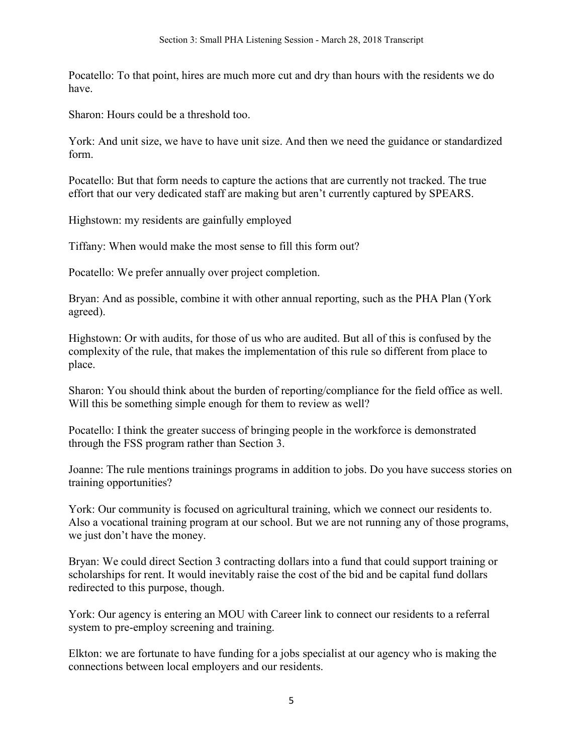Pocatello: To that point, hires are much more cut and dry than hours with the residents we do have.

Sharon: Hours could be a threshold too.

York: And unit size, we have to have unit size. And then we need the guidance or standardized form.

Pocatello: But that form needs to capture the actions that are currently not tracked. The true effort that our very dedicated staff are making but aren't currently captured by SPEARS.

Highstown: my residents are gainfully employed

Tiffany: When would make the most sense to fill this form out?

Pocatello: We prefer annually over project completion.

Bryan: And as possible, combine it with other annual reporting, such as the PHA Plan (York agreed).

Highstown: Or with audits, for those of us who are audited. But all of this is confused by the complexity of the rule, that makes the implementation of this rule so different from place to place.

Sharon: You should think about the burden of reporting/compliance for the field office as well. Will this be something simple enough for them to review as well?

Pocatello: I think the greater success of bringing people in the workforce is demonstrated through the FSS program rather than Section 3.

Joanne: The rule mentions trainings programs in addition to jobs. Do you have success stories on training opportunities?

York: Our community is focused on agricultural training, which we connect our residents to. Also a vocational training program at our school. But we are not running any of those programs, we just don't have the money.

Bryan: We could direct Section 3 contracting dollars into a fund that could support training or scholarships for rent. It would inevitably raise the cost of the bid and be capital fund dollars redirected to this purpose, though.

York: Our agency is entering an MOU with Career link to connect our residents to a referral system to pre-employ screening and training.

Elkton: we are fortunate to have funding for a jobs specialist at our agency who is making the connections between local employers and our residents.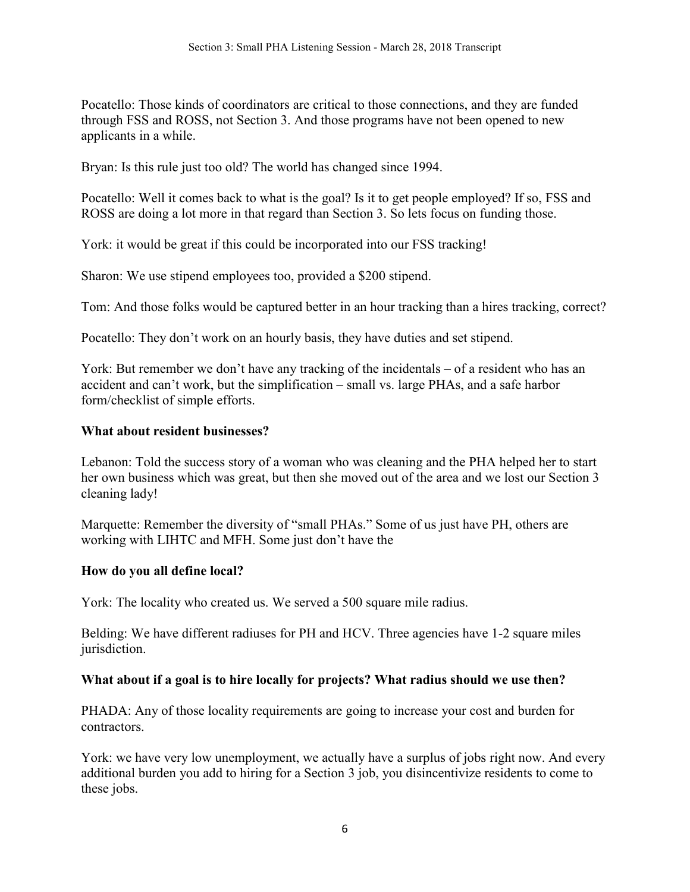Pocatello: Those kinds of coordinators are critical to those connections, and they are funded through FSS and ROSS, not Section 3. And those programs have not been opened to new applicants in a while.

Bryan: Is this rule just too old? The world has changed since 1994.

Pocatello: Well it comes back to what is the goal? Is it to get people employed? If so, FSS and ROSS are doing a lot more in that regard than Section 3. So lets focus on funding those.

York: it would be great if this could be incorporated into our FSS tracking!

Sharon: We use stipend employees too, provided a $200 stipend.

Tom: And those folks would be captured better in an hour tracking than a hires tracking, correct?

Pocatello: They don't work on an hourly basis, they have duties and set stipend.

York: But remember we don't have any tracking of the incidentals – of a resident who has an accident and can't work, but the simplification – small vs. large PHAs, and a safe harbor form/checklist of simple efforts.

**What about resident businesses?**

Lebanon: Told the success story of a woman who was cleaning and the PHA helped her to start her own business which was great, but then she moved out of the area and we lost our Section 3 cleaning lady!

Marquette: Remember the diversity of "small PHAs." Some of us just have PH, others are working with LIHTC and MFH. Some just don't have the

**How do you all define local?**

York: The locality who created us. We served a 500 square mile radius.

Belding: We have different radiuses for PH and HCV. Three agencies have 1-2 square miles jurisdiction.

**What about if a goal is to hire locally for projects? What radius should we use then?**

PHADA: Any of those locality requirements are going to increase your cost and burden for contractors.

York: we have very low unemployment, we actually have a surplus of jobs right now. And every additional burden you add to hiring for a Section 3 job, you disincentivize residents to come to these jobs.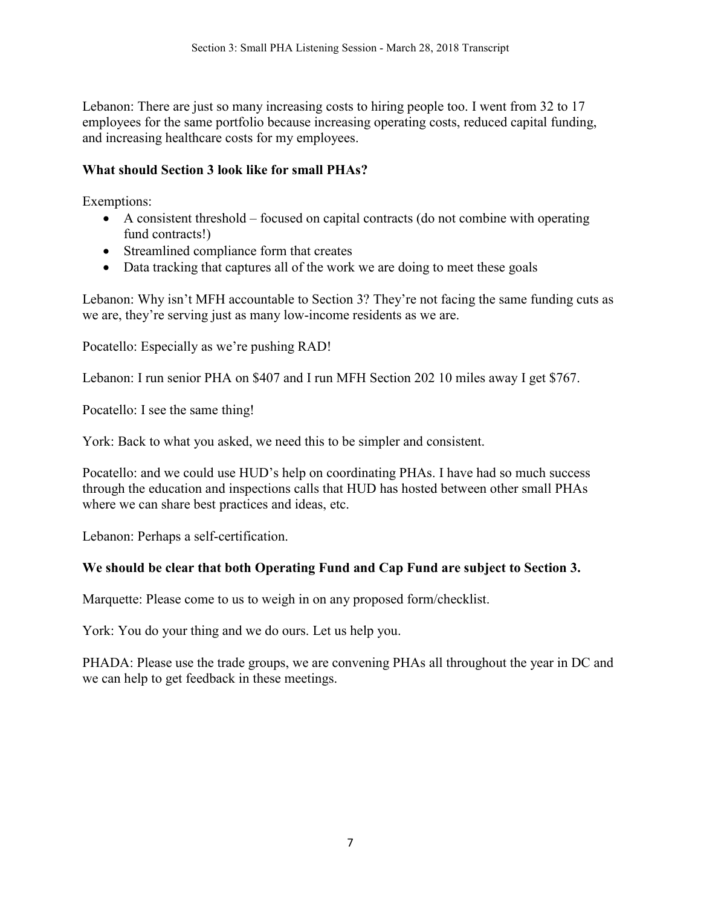Lebanon: There are just so many increasing costs to hiring people too. I went from 32 to 17 employees for the same portfolio because increasing operating costs, reduced capital funding, and increasing healthcare costs for my employees.

**What should Section 3 look like for small PHAs?**

Exemptions:

- A consistent threshold – focused on capital contracts (do not combine with operating fund contracts!)
- Streamlined compliance form that creates
- Data tracking that captures all of the work we are doing to meet these goals

Lebanon: Why isn't MFH accountable to Section 3? They're not facing the same funding cuts as we are, they're serving just as many low-income residents as we are.

Pocatello: Especially as we're pushing RAD!

Lebanon: I run senior PHA on $407 and I run MFH Section 202 10 miles away I get $767.

Pocatello: I see the same thing!

York: Back to what you asked, we need this to be simpler and consistent.

Pocatello: and we could use HUD's help on coordinating PHAs. I have had so much success through the education and inspections calls that HUD has hosted between other small PHAs where we can share best practices and ideas, etc.

Lebanon: Perhaps a self-certification.

**We should be clear that both Operating Fund and Cap Fund are subject to Section 3.**

Marquette: Please come to us to weigh in on any proposed form/checklist.

York: You do your thing and we do ours. Let us help you.

PHADA: Please use the trade groups, we are convening PHAs all throughout the year in DC and we can help to get feedback in these meetings.